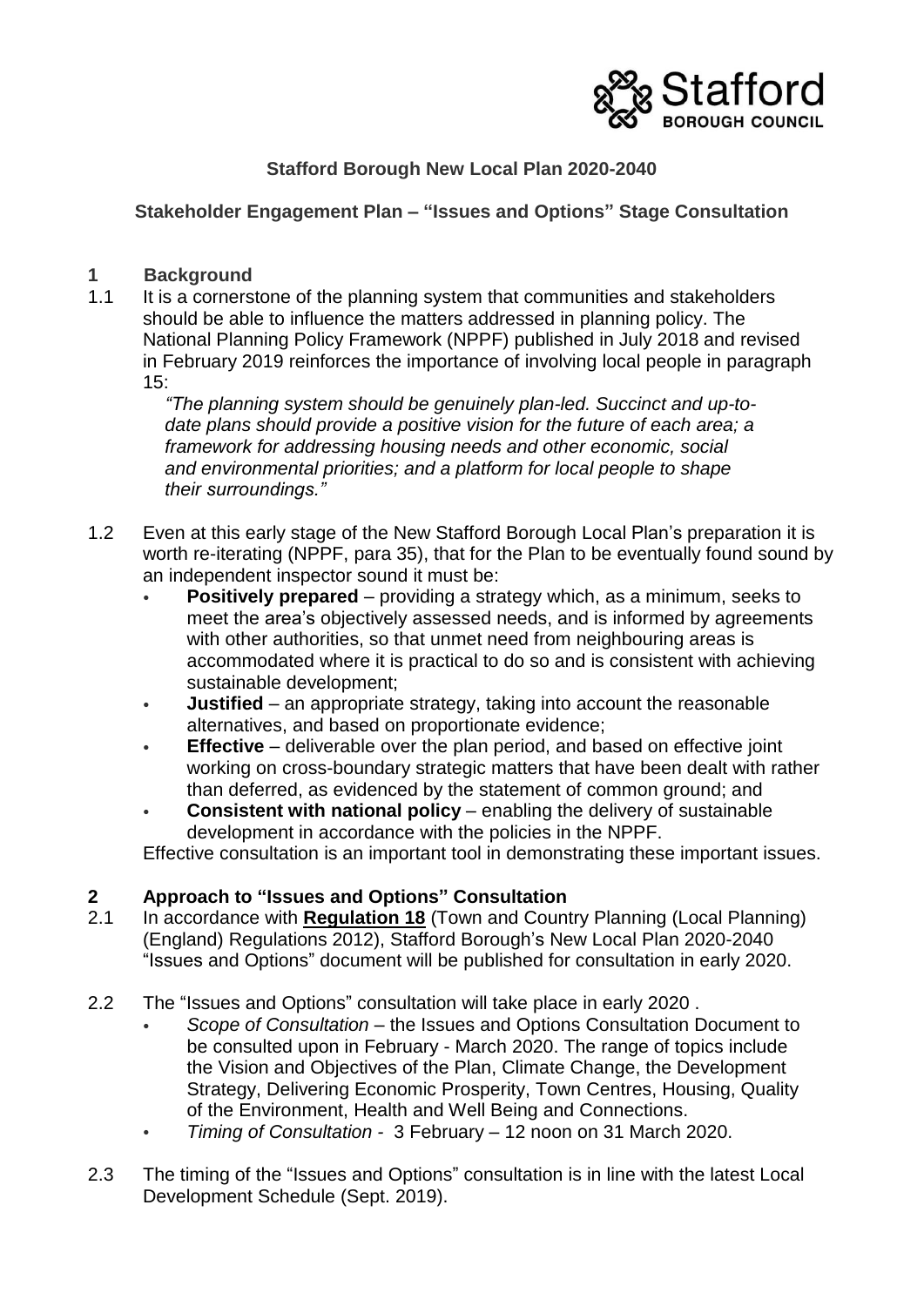Stafford BOROUGH COUNCIL

# Stafford Borough New Local Plan 2020-2040

## Stakeholder Engagement Plan – "Issues and Options" Stage Consultation

### 1 Background

1.1 It is a cornerstone of the planning system that communities and stakeholders should be able to influence the matters addressed in planning policy. The National Planning Policy Framework (NPPF) published in July 2018 and revised in February 2019 reinforces the importance of involving local people in paragraph 15:

> *"The planning system should be genuinely plan-led. Succinct and up-to-date plans should provide a positive vision for the future of each area; a framework for addressing housing needs and other economic, social and environmental priorities; and a platform for local people to shape their surroundings."*

1.2 Even at this early stage of the New Stafford Borough Local Plan's preparation it is worth re-iterating (NPPF, para 35), that for the Plan to be eventually found sound by an independent inspector sound it must be:

- **Positively prepared** – providing a strategy which, as a minimum, seeks to meet the area's objectively assessed needs, and is informed by agreements with other authorities, so that unmet need from neighbouring areas is accommodated where it is practical to do so and is consistent with achieving sustainable development;
- **Justified** – an appropriate strategy, taking into account the reasonable alternatives, and based on proportionate evidence;
- **Effective** – deliverable over the plan period, and based on effective joint working on cross-boundary strategic matters that have been dealt with rather than deferred, as evidenced by the statement of common ground; and
- **Consistent with national policy** – enabling the delivery of sustainable development in accordance with the policies in the NPPF.

Effective consultation is an important tool in demonstrating these important issues.

### 2 Approach to "Issues and Options" Consultation

2.1 In accordance with **Regulation 18** (Town and Country Planning (Local Planning) (England) Regulations 2012), Stafford Borough's New Local Plan 2020-2040 "Issues and Options" document will be published for consultation in early 2020.

2.2 The "Issues and Options" consultation will take place in early 2020 .

- *Scope of Consultation* – the Issues and Options Consultation Document to be consulted upon in February - March 2020. The range of topics include the Vision and Objectives of the Plan, Climate Change, the Development Strategy, Delivering Economic Prosperity, Town Centres, Housing, Quality of the Environment, Health and Well Being and Connections.
- *Timing of Consultation* - 3 February – 12 noon on 31 March 2020.

2.3 The timing of the "Issues and Options" consultation is in line with the latest Local Development Schedule (Sept. 2019).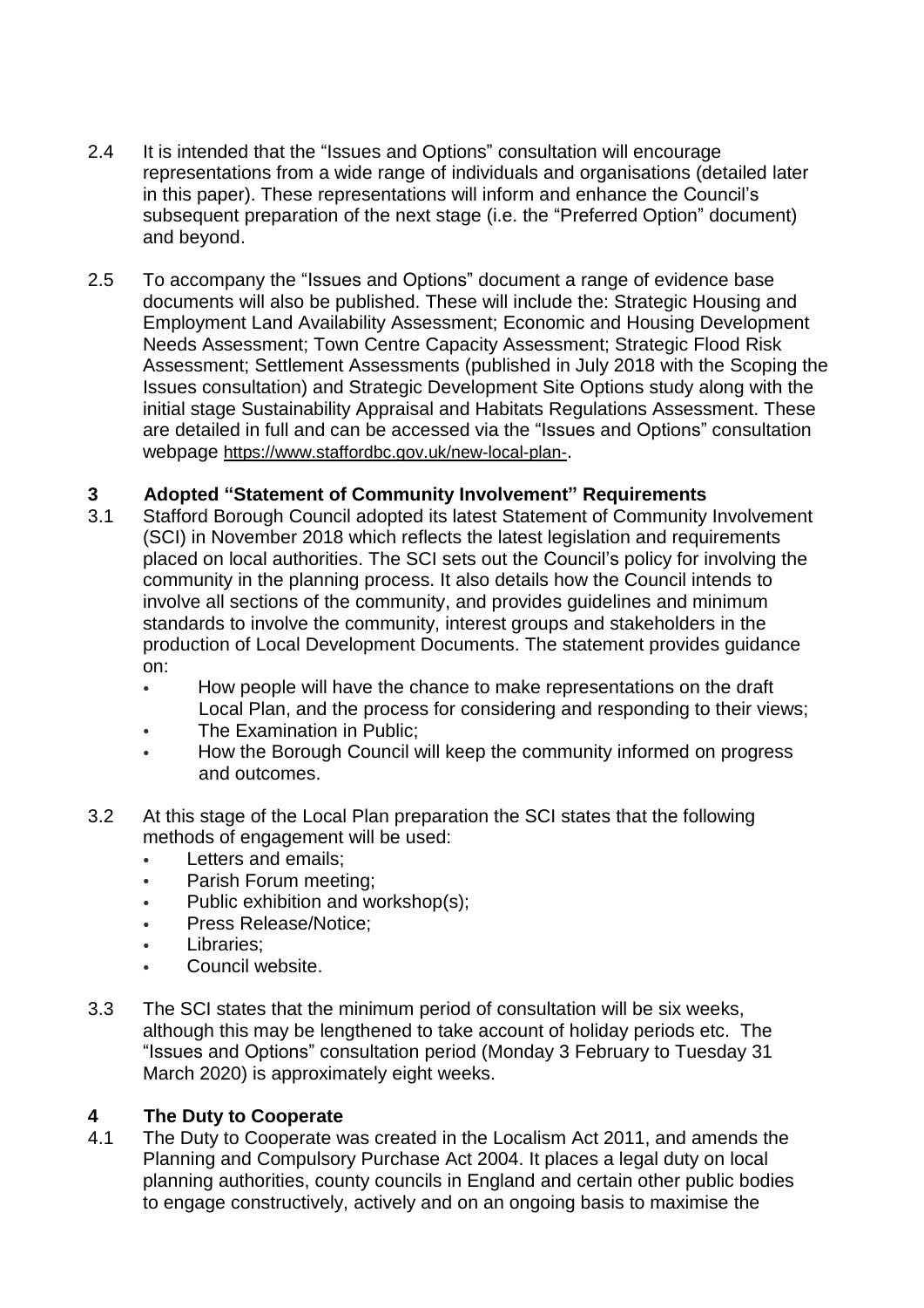2.4 It is intended that the "Issues and Options" consultation will encourage representations from a wide range of individuals and organisations (detailed later in this paper). These representations will inform and enhance the Council's subsequent preparation of the next stage (i.e. the "Preferred Option" document) and beyond.

2.5 To accompany the "Issues and Options" document a range of evidence base documents will also be published. These will include the: Strategic Housing and Employment Land Availability Assessment; Economic and Housing Development Needs Assessment; Town Centre Capacity Assessment; Strategic Flood Risk Assessment; Settlement Assessments (published in July 2018 with the Scoping the Issues consultation) and Strategic Development Site Options study along with the initial stage Sustainability Appraisal and Habitats Regulations Assessment. These are detailed in full and can be accessed via the "Issues and Options" consultation webpage https://www.staffordbc.gov.uk/new-local-plan-.

## 3 Adopted "Statement of Community Involvement" Requirements

3.1 Stafford Borough Council adopted its latest Statement of Community Involvement (SCI) in November 2018 which reflects the latest legislation and requirements placed on local authorities. The SCI sets out the Council's policy for involving the community in the planning process. It also details how the Council intends to involve all sections of the community, and provides guidelines and minimum standards to involve the community, interest groups and stakeholders in the production of Local Development Documents. The statement provides guidance on:

- How people will have the chance to make representations on the draft Local Plan, and the process for considering and responding to their views;
- The Examination in Public;
- How the Borough Council will keep the community informed on progress and outcomes.

3.2 At this stage of the Local Plan preparation the SCI states that the following methods of engagement will be used:

- Letters and emails;
- Parish Forum meeting;
- Public exhibition and workshop(s);
- Press Release/Notice;
- Libraries;
- Council website.

3.3 The SCI states that the minimum period of consultation will be six weeks, although this may be lengthened to take account of holiday periods etc. The "Issues and Options" consultation period (Monday 3 February to Tuesday 31 March 2020) is approximately eight weeks.

## 4 The Duty to Cooperate

4.1 The Duty to Cooperate was created in the Localism Act 2011, and amends the Planning and Compulsory Purchase Act 2004. It places a legal duty on local planning authorities, county councils in England and certain other public bodies to engage constructively, actively and on an ongoing basis to maximise the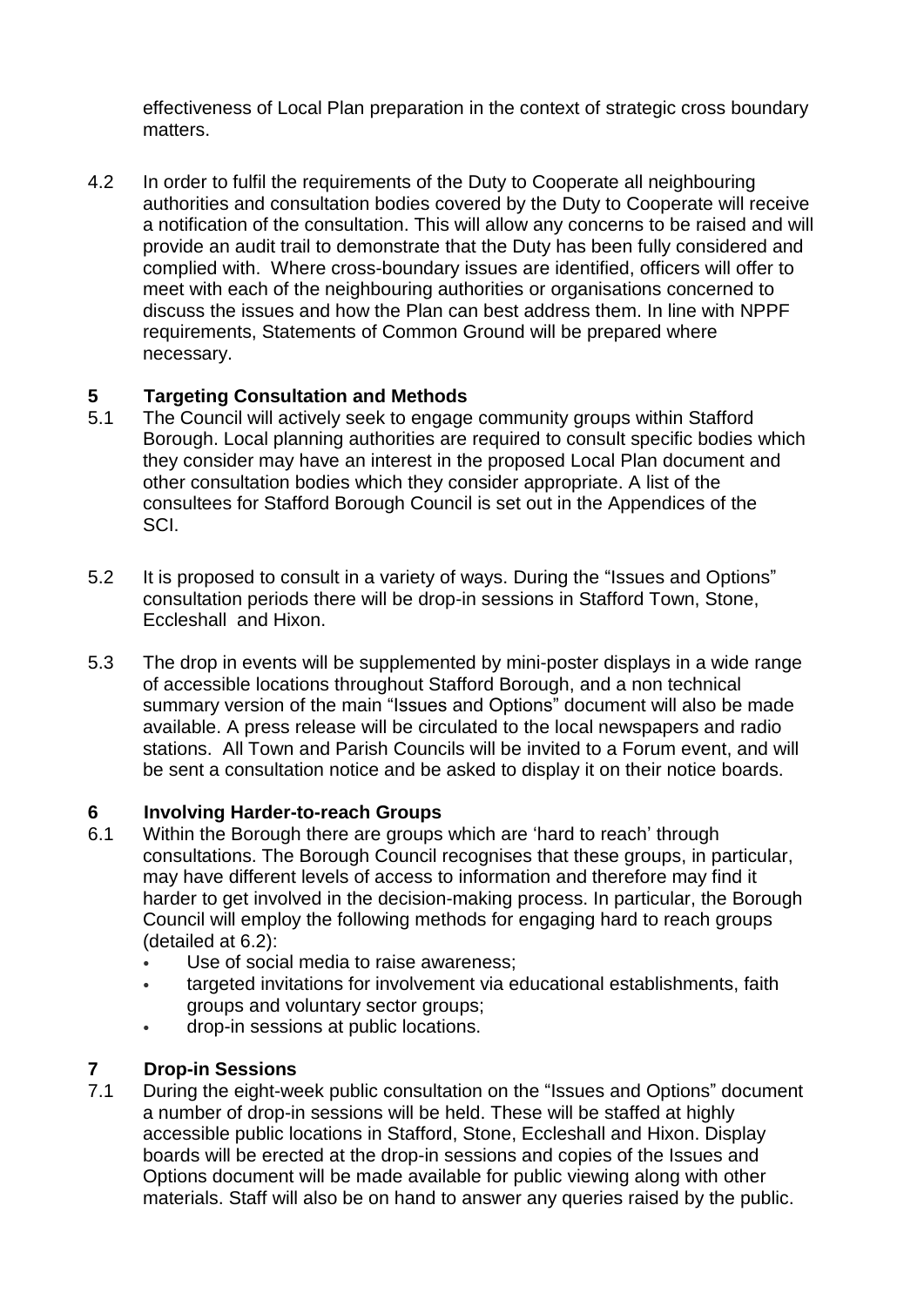effectiveness of Local Plan preparation in the context of strategic cross boundary matters.

4.2 In order to fulfil the requirements of the Duty to Cooperate all neighbouring authorities and consultation bodies covered by the Duty to Cooperate will receive a notification of the consultation. This will allow any concerns to be raised and will provide an audit trail to demonstrate that the Duty has been fully considered and complied with. Where cross-boundary issues are identified, officers will offer to meet with each of the neighbouring authorities or organisations concerned to discuss the issues and how the Plan can best address them. In line with NPPF requirements, Statements of Common Ground will be prepared where necessary.

## 5 Targeting Consultation and Methods

5.1 The Council will actively seek to engage community groups within Stafford Borough. Local planning authorities are required to consult specific bodies which they consider may have an interest in the proposed Local Plan document and other consultation bodies which they consider appropriate. A list of the consultees for Stafford Borough Council is set out in the Appendices of the SCI.

5.2 It is proposed to consult in a variety of ways. During the "Issues and Options" consultation periods there will be drop-in sessions in Stafford Town, Stone, Eccleshall and Hixon.

5.3 The drop in events will be supplemented by mini-poster displays in a wide range of accessible locations throughout Stafford Borough, and a non technical summary version of the main "Issues and Options" document will also be made available. A press release will be circulated to the local newspapers and radio stations. All Town and Parish Councils will be invited to a Forum event, and will be sent a consultation notice and be asked to display it on their notice boards.

## 6 Involving Harder-to-reach Groups

6.1 Within the Borough there are groups which are 'hard to reach' through consultations. The Borough Council recognises that these groups, in particular, may have different levels of access to information and therefore may find it harder to get involved in the decision-making process. In particular, the Borough Council will employ the following methods for engaging hard to reach groups (detailed at 6.2):

- Use of social media to raise awareness;
- targeted invitations for involvement via educational establishments, faith groups and voluntary sector groups;
- drop-in sessions at public locations.

## 7 Drop-in Sessions

7.1 During the eight-week public consultation on the "Issues and Options" document a number of drop-in sessions will be held. These will be staffed at highly accessible public locations in Stafford, Stone, Eccleshall and Hixon. Display boards will be erected at the drop-in sessions and copies of the Issues and Options document will be made available for public viewing along with other materials. Staff will also be on hand to answer any queries raised by the public.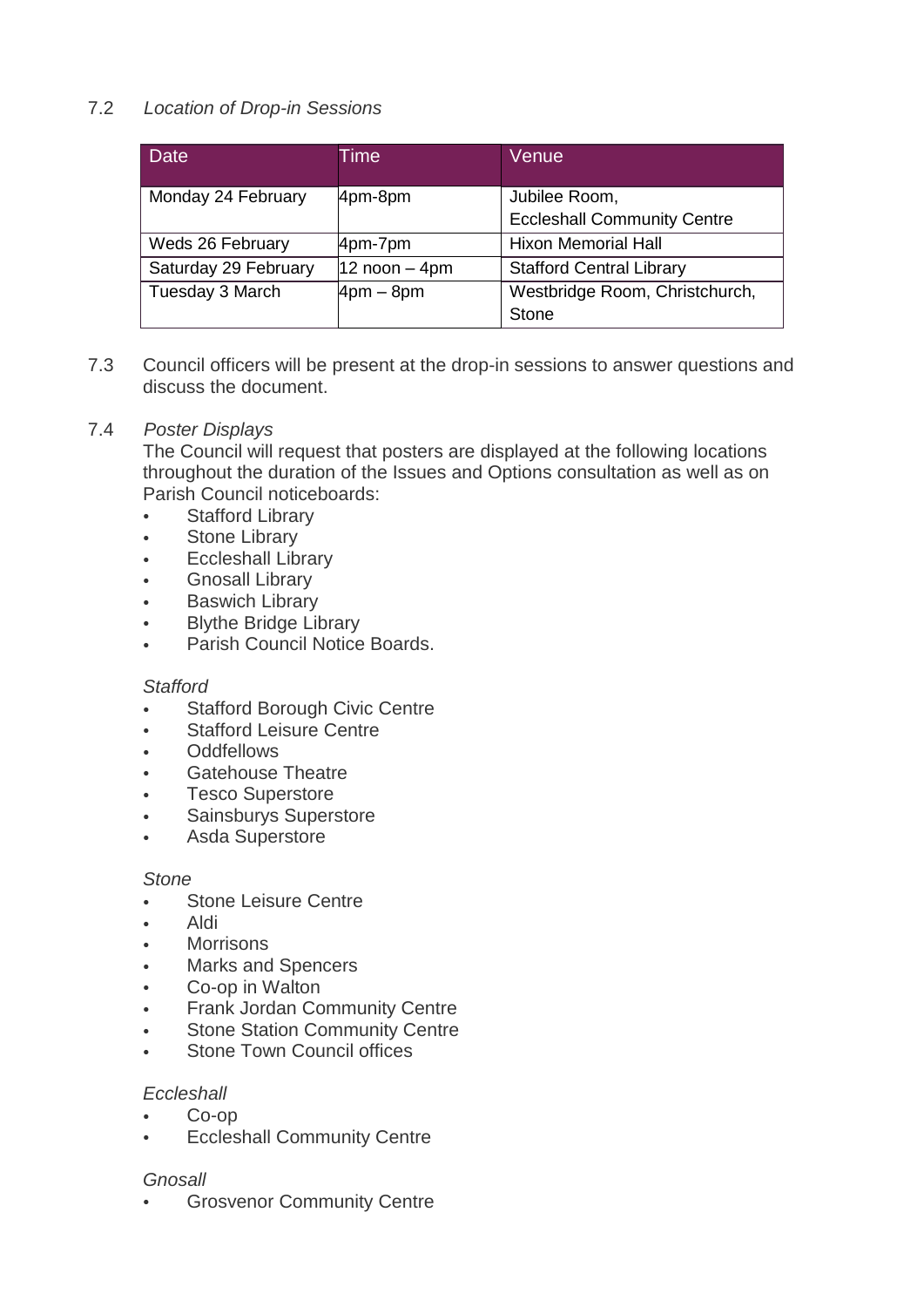7.2 *Location of Drop-in Sessions*

| Date | Time | Venue |
|---|---|---|
| Monday 24 February | 4pm-8pm | Jubilee Room, Eccleshall Community Centre |
| Weds 26 February | 4pm-7pm | Hixon Memorial Hall |
| Saturday 29 February | 12 noon – 4pm | Stafford Central Library |
| Tuesday 3 March | 4pm – 8pm | Westbridge Room, Christchurch, Stone |

7.3 Council officers will be present at the drop-in sessions to answer questions and discuss the document.

7.4 *Poster Displays*

The Council will request that posters are displayed at the following locations throughout the duration of the Issues and Options consultation as well as on Parish Council noticeboards:

- Stafford Library
- Stone Library
- Eccleshall Library
- Gnosall Library
- Baswich Library
- Blythe Bridge Library
- Parish Council Notice Boards.

*Stafford*

- Stafford Borough Civic Centre
- Stafford Leisure Centre
- Oddfellows
- Gatehouse Theatre
- Tesco Superstore
- Sainsburys Superstore
- Asda Superstore

*Stone*

- Stone Leisure Centre
- Aldi
- Morrisons
- Marks and Spencers
- Co-op in Walton
- Frank Jordan Community Centre
- Stone Station Community Centre
- Stone Town Council offices

*Eccleshall*

- Co-op
- Eccleshall Community Centre

*Gnosall*

- Grosvenor Community Centre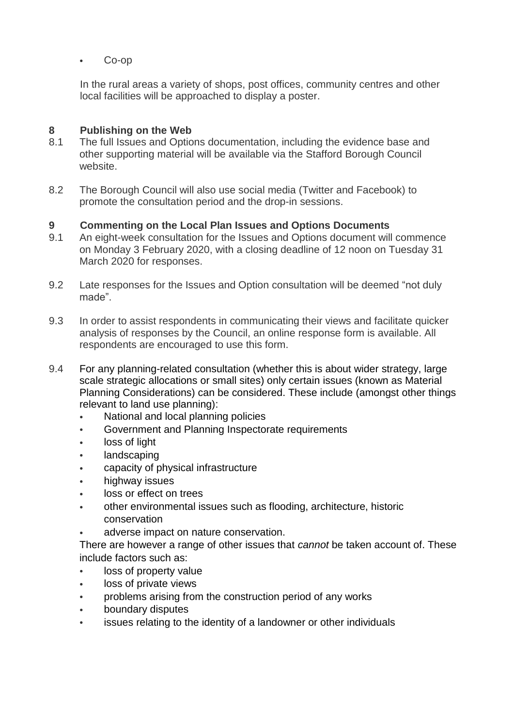- Co-op

In the rural areas a variety of shops, post offices, community centres and other local facilities will be approached to display a poster.

## 8 Publishing on the Web

8.1 The full Issues and Options documentation, including the evidence base and other supporting material will be available via the Stafford Borough Council website.

8.2 The Borough Council will also use social media (Twitter and Facebook) to promote the consultation period and the drop-in sessions.

## 9 Commenting on the Local Plan Issues and Options Documents

9.1 An eight-week consultation for the Issues and Options document will commence on Monday 3 February 2020, with a closing deadline of 12 noon on Tuesday 31 March 2020 for responses.

9.2 Late responses for the Issues and Option consultation will be deemed "not duly made".

9.3 In order to assist respondents in communicating their views and facilitate quicker analysis of responses by the Council, an online response form is available. All respondents are encouraged to use this form.

9.4 For any planning-related consultation (whether this is about wider strategy, large scale strategic allocations or small sites) only certain issues (known as Material Planning Considerations) can be considered. These include (amongst other things relevant to land use planning):

- National and local planning policies
- Government and Planning Inspectorate requirements
- loss of light
- landscaping
- capacity of physical infrastructure
- highway issues
- loss or effect on trees
- other environmental issues such as flooding, architecture, historic conservation
- adverse impact on nature conservation.

There are however a range of other issues that *cannot* be taken account of. These include factors such as:

- loss of property value
- loss of private views
- problems arising from the construction period of any works
- boundary disputes
- issues relating to the identity of a landowner or other individuals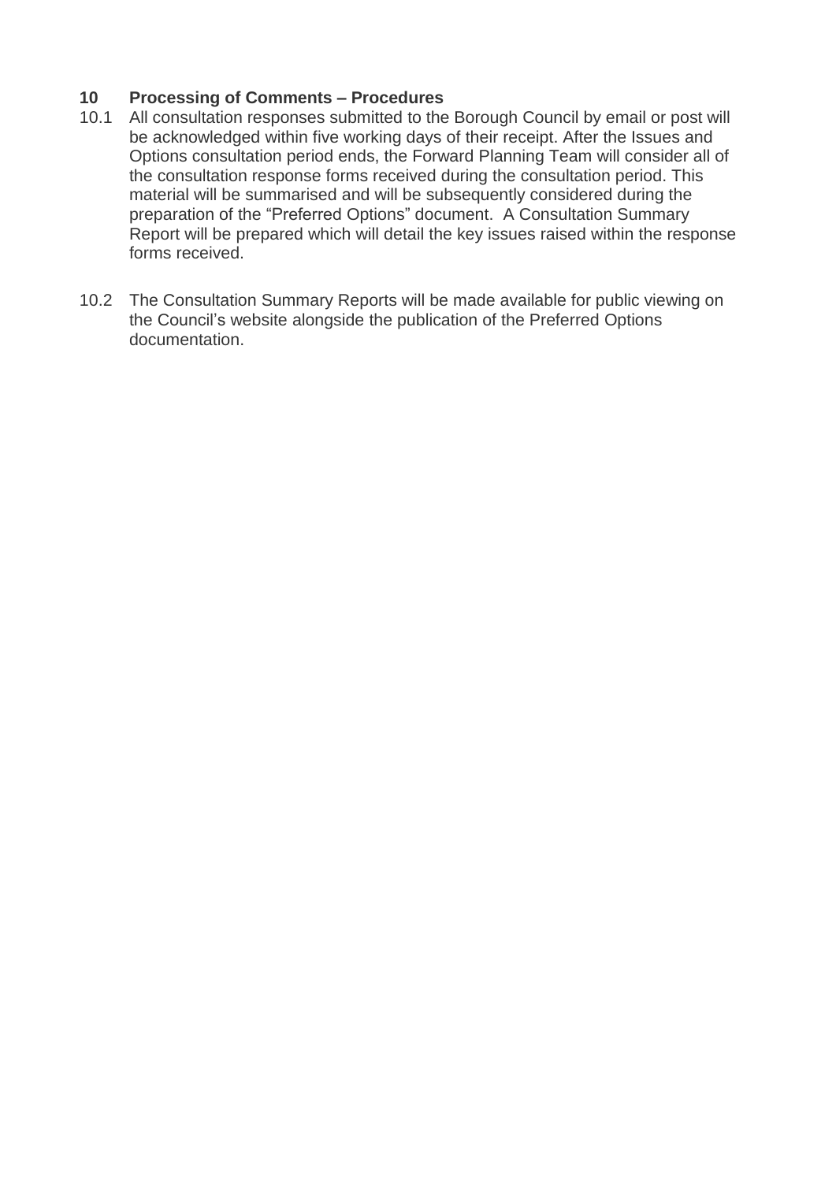## 10 Processing of Comments – Procedures

10.1 All consultation responses submitted to the Borough Council by email or post will be acknowledged within five working days of their receipt. After the Issues and Options consultation period ends, the Forward Planning Team will consider all of the consultation response forms received during the consultation period. This material will be summarised and will be subsequently considered during the preparation of the "Preferred Options" document. A Consultation Summary Report will be prepared which will detail the key issues raised within the response forms received.

10.2 The Consultation Summary Reports will be made available for public viewing on the Council's website alongside the publication of the Preferred Options documentation.